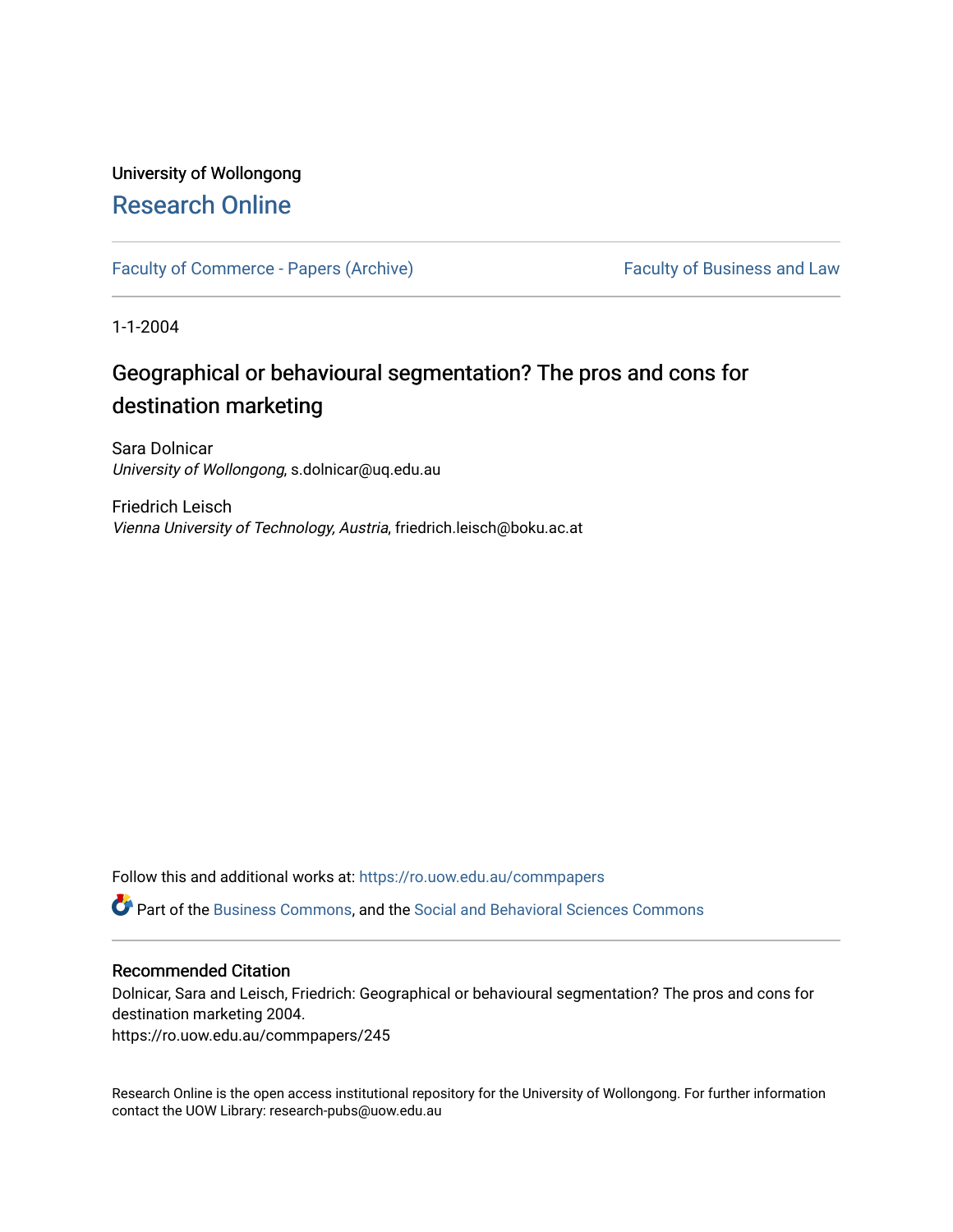University of Wollongong

# Research Online

Faculty of Commerce - Papers (Archive) | Faculty of Business and Law

1-1-2004

## Geographical or behavioural segmentation? The pros and cons for destination marketing

Sara Dolnicar
*University of Wollongong*, s.dolnicar@uq.edu.au

Friedrich Leisch
*Vienna University of Technology, Austria*, friedrich.leisch@boku.ac.at

Follow this and additional works at: https://ro.uow.edu.au/commpapers

Part of the Business Commons, and the Social and Behavioral Sciences Commons

### Recommended Citation

Dolnicar, Sara and Leisch, Friedrich: Geographical or behavioural segmentation? The pros and cons for destination marketing 2004.
https://ro.uow.edu.au/commpapers/245

Research Online is the open access institutional repository for the University of Wollongong. For further information contact the UOW Library: research-pubs@uow.edu.au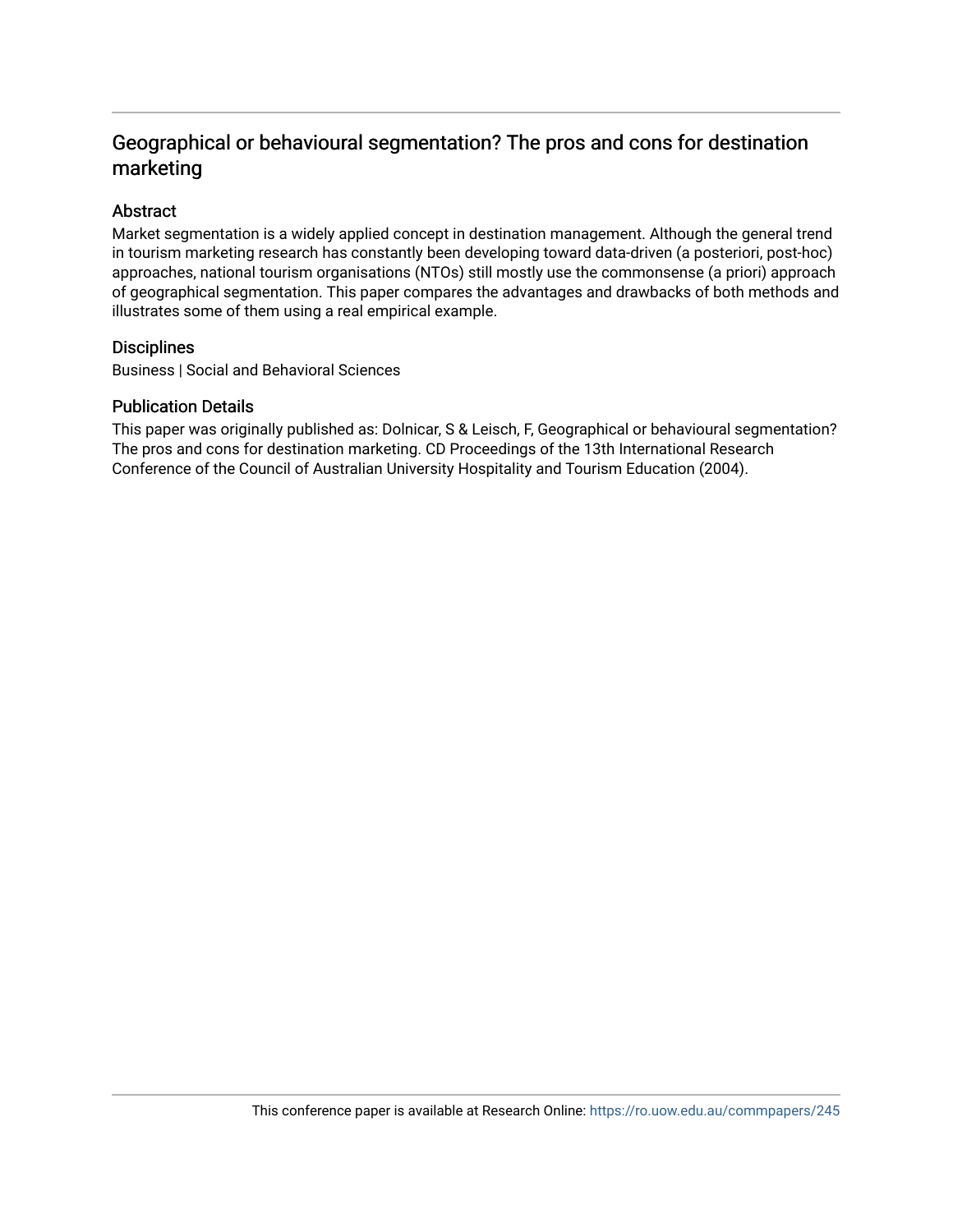# Geographical or behavioural segmentation? The pros and cons for destination marketing

## Abstract

Market segmentation is a widely applied concept in destination management. Although the general trend in tourism marketing research has constantly been developing toward data-driven (a posteriori, post-hoc) approaches, national tourism organisations (NTOs) still mostly use the commonsense (a priori) approach of geographical segmentation. This paper compares the advantages and drawbacks of both methods and illustrates some of them using a real empirical example.

## Disciplines

Business | Social and Behavioral Sciences

## Publication Details

This paper was originally published as: Dolnicar, S & Leisch, F, Geographical or behavioural segmentation? The pros and cons for destination marketing. CD Proceedings of the 13th International Research Conference of the Council of Australian University Hospitality and Tourism Education (2004).

This conference paper is available at Research Online: https://ro.uow.edu.au/commpapers/245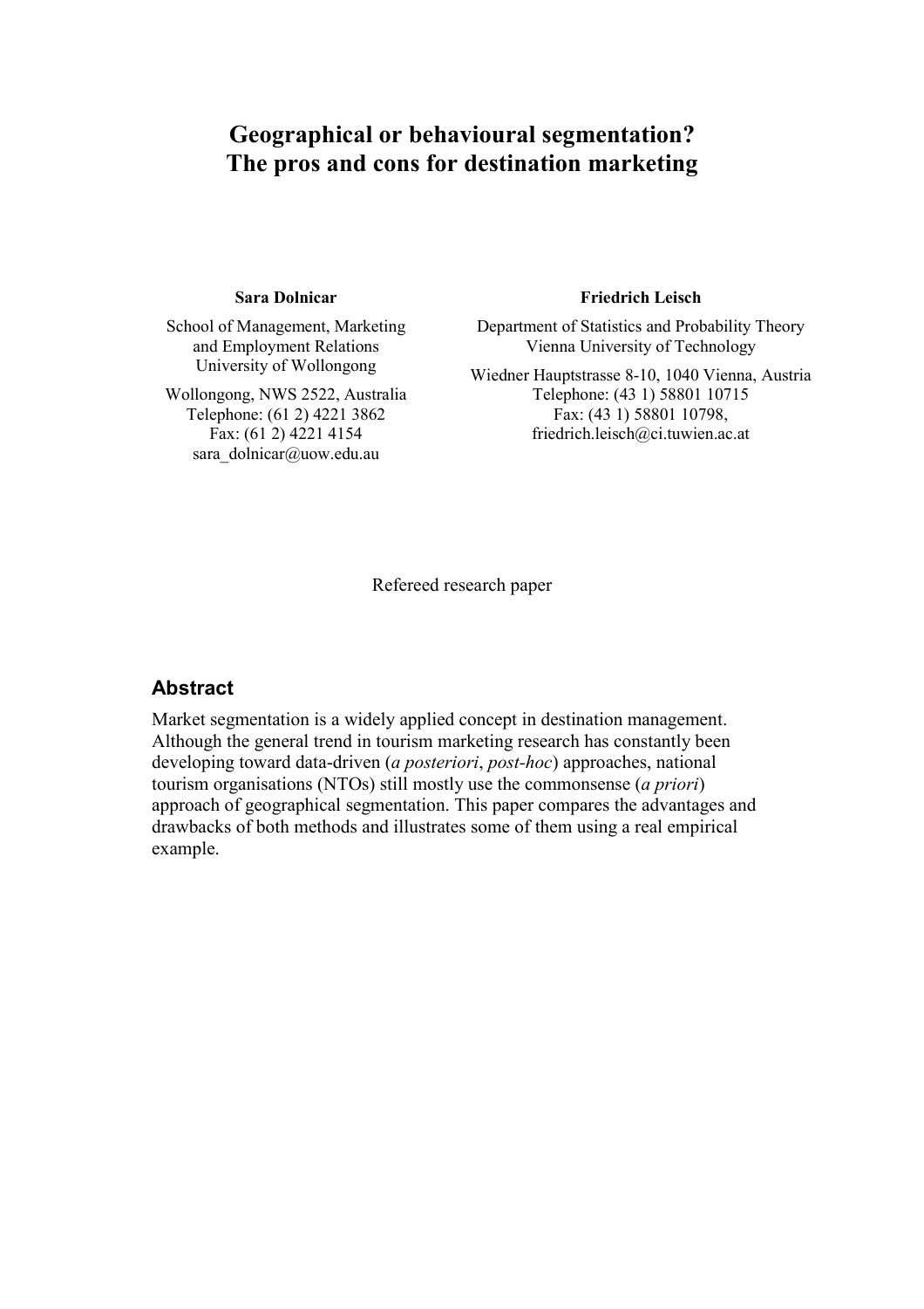# Geographical or behavioural segmentation?
# The pros and cons for destination marketing

**Sara Dolnicar**

School of Management, Marketing and Employment Relations
University of Wollongong

Wollongong, NWS 2522, Australia
Telephone: (61 2) 4221 3862
Fax: (61 2) 4221 4154
sara_dolnicar@uow.edu.au

**Friedrich Leisch**

Department of Statistics and Probability Theory
Vienna University of Technology

Wiedner Hauptstrasse 8-10, 1040 Vienna, Austria
Telephone: (43 1) 58801 10715
Fax: (43 1) 58801 10798,
friedrich.leisch@ci.tuwien.ac.at

Refereed research paper

## Abstract

Market segmentation is a widely applied concept in destination management. Although the general trend in tourism marketing research has constantly been developing toward data-driven (*a posteriori*, *post-hoc*) approaches, national tourism organisations (NTOs) still mostly use the commonsense (*a priori*) approach of geographical segmentation. This paper compares the advantages and drawbacks of both methods and illustrates some of them using a real empirical example.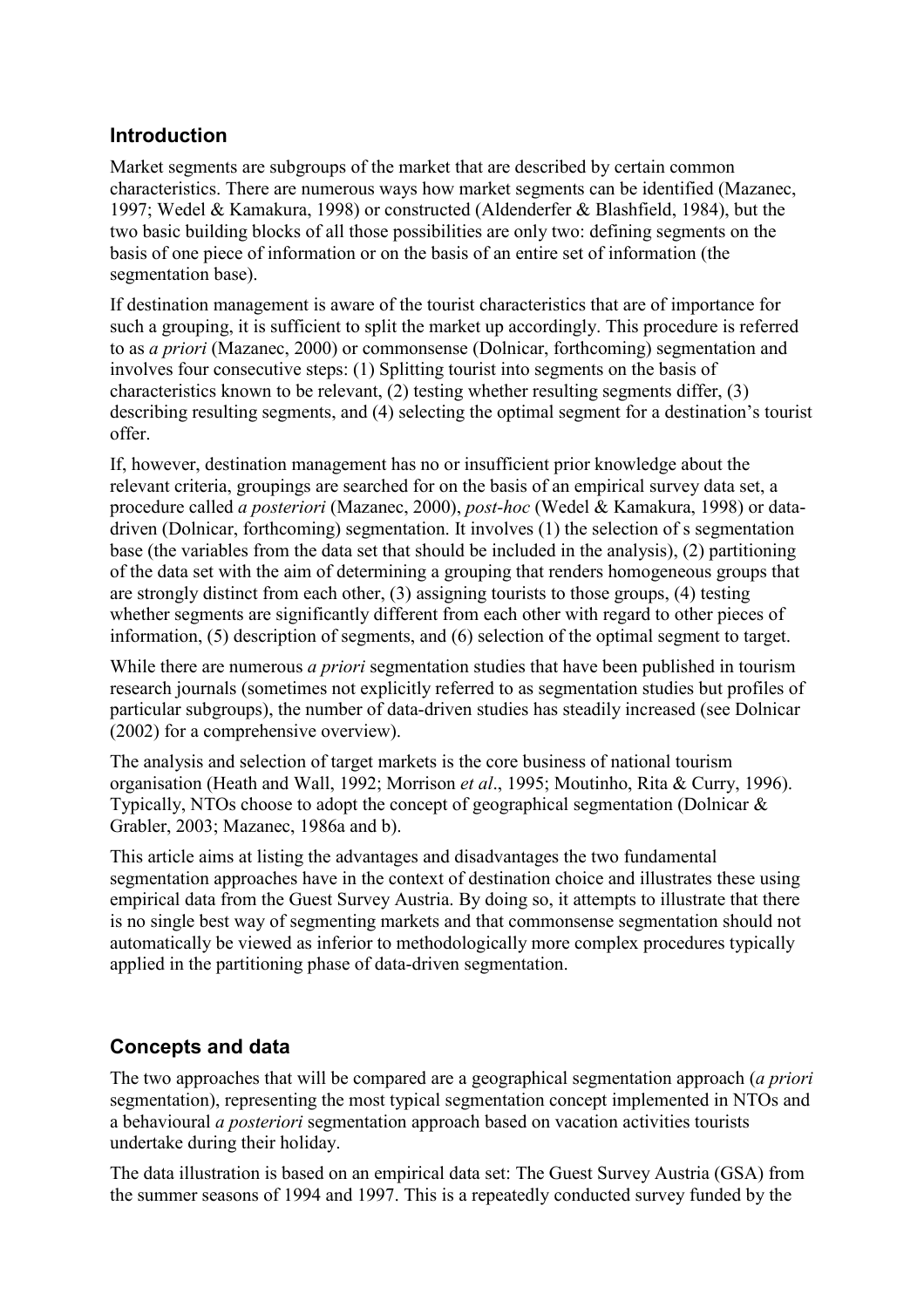## Introduction

Market segments are subgroups of the market that are described by certain common characteristics. There are numerous ways how market segments can be identified (Mazanec, 1997; Wedel & Kamakura, 1998) or constructed (Aldenderfer & Blashfield, 1984), but the two basic building blocks of all those possibilities are only two: defining segments on the basis of one piece of information or on the basis of an entire set of information (the segmentation base).

If destination management is aware of the tourist characteristics that are of importance for such a grouping, it is sufficient to split the market up accordingly. This procedure is referred to as *a priori* (Mazanec, 2000) or commonsense (Dolnicar, forthcoming) segmentation and involves four consecutive steps: (1) Splitting tourist into segments on the basis of characteristics known to be relevant, (2) testing whether resulting segments differ, (3) describing resulting segments, and (4) selecting the optimal segment for a destination's tourist offer.

If, however, destination management has no or insufficient prior knowledge about the relevant criteria, groupings are searched for on the basis of an empirical survey data set, a procedure called *a posteriori* (Mazanec, 2000), *post-hoc* (Wedel & Kamakura, 1998) or data-driven (Dolnicar, forthcoming) segmentation. It involves (1) the selection of s segmentation base (the variables from the data set that should be included in the analysis), (2) partitioning of the data set with the aim of determining a grouping that renders homogeneous groups that are strongly distinct from each other, (3) assigning tourists to those groups, (4) testing whether segments are significantly different from each other with regard to other pieces of information, (5) description of segments, and (6) selection of the optimal segment to target.

While there are numerous *a priori* segmentation studies that have been published in tourism research journals (sometimes not explicitly referred to as segmentation studies but profiles of particular subgroups), the number of data-driven studies has steadily increased (see Dolnicar (2002) for a comprehensive overview).

The analysis and selection of target markets is the core business of national tourism organisation (Heath and Wall, 1992; Morrison *et al*., 1995; Moutinho, Rita & Curry, 1996). Typically, NTOs choose to adopt the concept of geographical segmentation (Dolnicar & Grabler, 2003; Mazanec, 1986a and b).

This article aims at listing the advantages and disadvantages the two fundamental segmentation approaches have in the context of destination choice and illustrates these using empirical data from the Guest Survey Austria. By doing so, it attempts to illustrate that there is no single best way of segmenting markets and that commonsense segmentation should not automatically be viewed as inferior to methodologically more complex procedures typically applied in the partitioning phase of data-driven segmentation.

## Concepts and data

The two approaches that will be compared are a geographical segmentation approach (*a priori* segmentation), representing the most typical segmentation concept implemented in NTOs and a behavioural *a posteriori* segmentation approach based on vacation activities tourists undertake during their holiday.

The data illustration is based on an empirical data set: The Guest Survey Austria (GSA) from the summer seasons of 1994 and 1997. This is a repeatedly conducted survey funded by the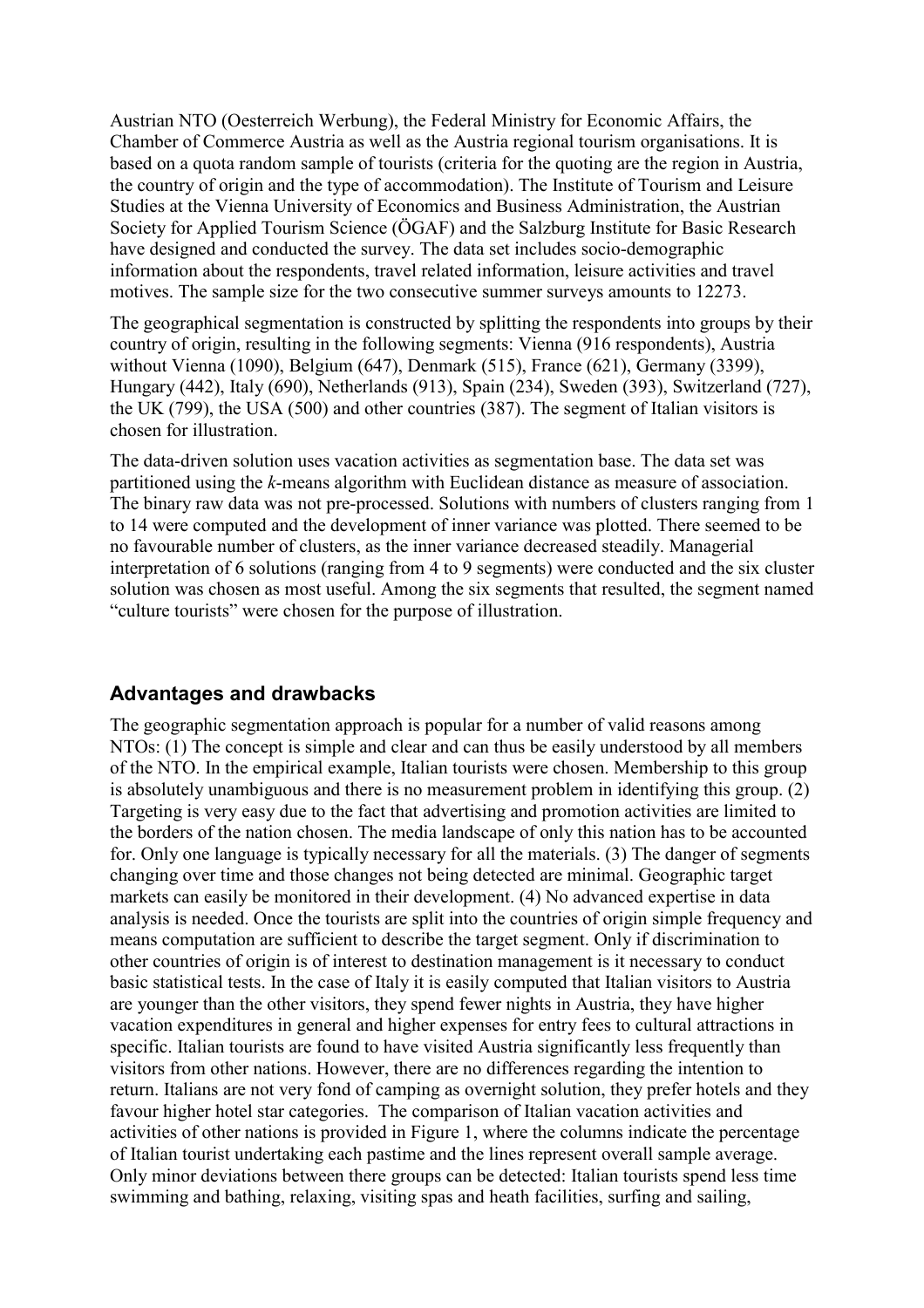Austrian NTO (Oesterreich Werbung), the Federal Ministry for Economic Affairs, the Chamber of Commerce Austria as well as the Austria regional tourism organisations. It is based on a quota random sample of tourists (criteria for the quoting are the region in Austria, the country of origin and the type of accommodation). The Institute of Tourism and Leisure Studies at the Vienna University of Economics and Business Administration, the Austrian Society for Applied Tourism Science (ÖGAF) and the Salzburg Institute for Basic Research have designed and conducted the survey. The data set includes socio-demographic information about the respondents, travel related information, leisure activities and travel motives. The sample size for the two consecutive summer surveys amounts to 12273.

The geographical segmentation is constructed by splitting the respondents into groups by their country of origin, resulting in the following segments: Vienna (916 respondents), Austria without Vienna (1090), Belgium (647), Denmark (515), France (621), Germany (3399), Hungary (442), Italy (690), Netherlands (913), Spain (234), Sweden (393), Switzerland (727), the UK (799), the USA (500) and other countries (387). The segment of Italian visitors is chosen for illustration.

The data-driven solution uses vacation activities as segmentation base. The data set was partitioned using the *k*-means algorithm with Euclidean distance as measure of association. The binary raw data was not pre-processed. Solutions with numbers of clusters ranging from 1 to 14 were computed and the development of inner variance was plotted. There seemed to be no favourable number of clusters, as the inner variance decreased steadily. Managerial interpretation of 6 solutions (ranging from 4 to 9 segments) were conducted and the six cluster solution was chosen as most useful. Among the six segments that resulted, the segment named "culture tourists" were chosen for the purpose of illustration.

## Advantages and drawbacks

The geographic segmentation approach is popular for a number of valid reasons among NTOs: (1) The concept is simple and clear and can thus be easily understood by all members of the NTO. In the empirical example, Italian tourists were chosen. Membership to this group is absolutely unambiguous and there is no measurement problem in identifying this group. (2) Targeting is very easy due to the fact that advertising and promotion activities are limited to the borders of the nation chosen. The media landscape of only this nation has to be accounted for. Only one language is typically necessary for all the materials. (3) The danger of segments changing over time and those changes not being detected are minimal. Geographic target markets can easily be monitored in their development. (4) No advanced expertise in data analysis is needed. Once the tourists are split into the countries of origin simple frequency and means computation are sufficient to describe the target segment. Only if discrimination to other countries of origin is of interest to destination management is it necessary to conduct basic statistical tests. In the case of Italy it is easily computed that Italian visitors to Austria are younger than the other visitors, they spend fewer nights in Austria, they have higher vacation expenditures in general and higher expenses for entry fees to cultural attractions in specific. Italian tourists are found to have visited Austria significantly less frequently than visitors from other nations. However, there are no differences regarding the intention to return. Italians are not very fond of camping as overnight solution, they prefer hotels and they favour higher hotel star categories. The comparison of Italian vacation activities and activities of other nations is provided in Figure 1, where the columns indicate the percentage of Italian tourist undertaking each pastime and the lines represent overall sample average. Only minor deviations between there groups can be detected: Italian tourists spend less time swimming and bathing, relaxing, visiting spas and heath facilities, surfing and sailing,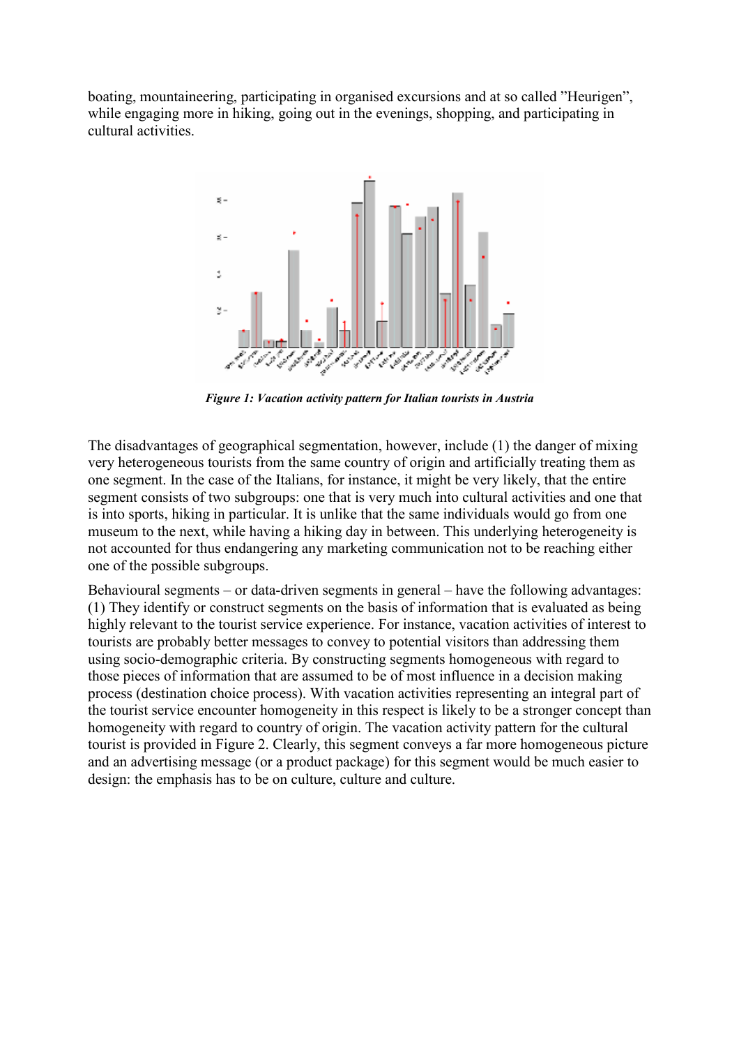boating, mountaineering, participating in organised excursions and at so called "Heurigen", while engaging more in hiking, going out in the evenings, shopping, and participating in cultural activities.

***Figure 1: Vacation activity pattern for Italian tourists in Austria***

The disadvantages of geographical segmentation, however, include (1) the danger of mixing very heterogeneous tourists from the same country of origin and artificially treating them as one segment. In the case of the Italians, for instance, it might be very likely, that the entire segment consists of two subgroups: one that is very much into cultural activities and one that is into sports, hiking in particular. It is unlike that the same individuals would go from one museum to the next, while having a hiking day in between. This underlying heterogeneity is not accounted for thus endangering any marketing communication not to be reaching either one of the possible subgroups.

Behavioural segments – or data-driven segments in general – have the following advantages: (1) They identify or construct segments on the basis of information that is evaluated as being highly relevant to the tourist service experience. For instance, vacation activities of interest to tourists are probably better messages to convey to potential visitors than addressing them using socio-demographic criteria. By constructing segments homogeneous with regard to those pieces of information that are assumed to be of most influence in a decision making process (destination choice process). With vacation activities representing an integral part of the tourist service encounter homogeneity in this respect is likely to be a stronger concept than homogeneity with regard to country of origin. The vacation activity pattern for the cultural tourist is provided in Figure 2. Clearly, this segment conveys a far more homogeneous picture and an advertising message (or a product package) for this segment would be much easier to design: the emphasis has to be on culture, culture and culture.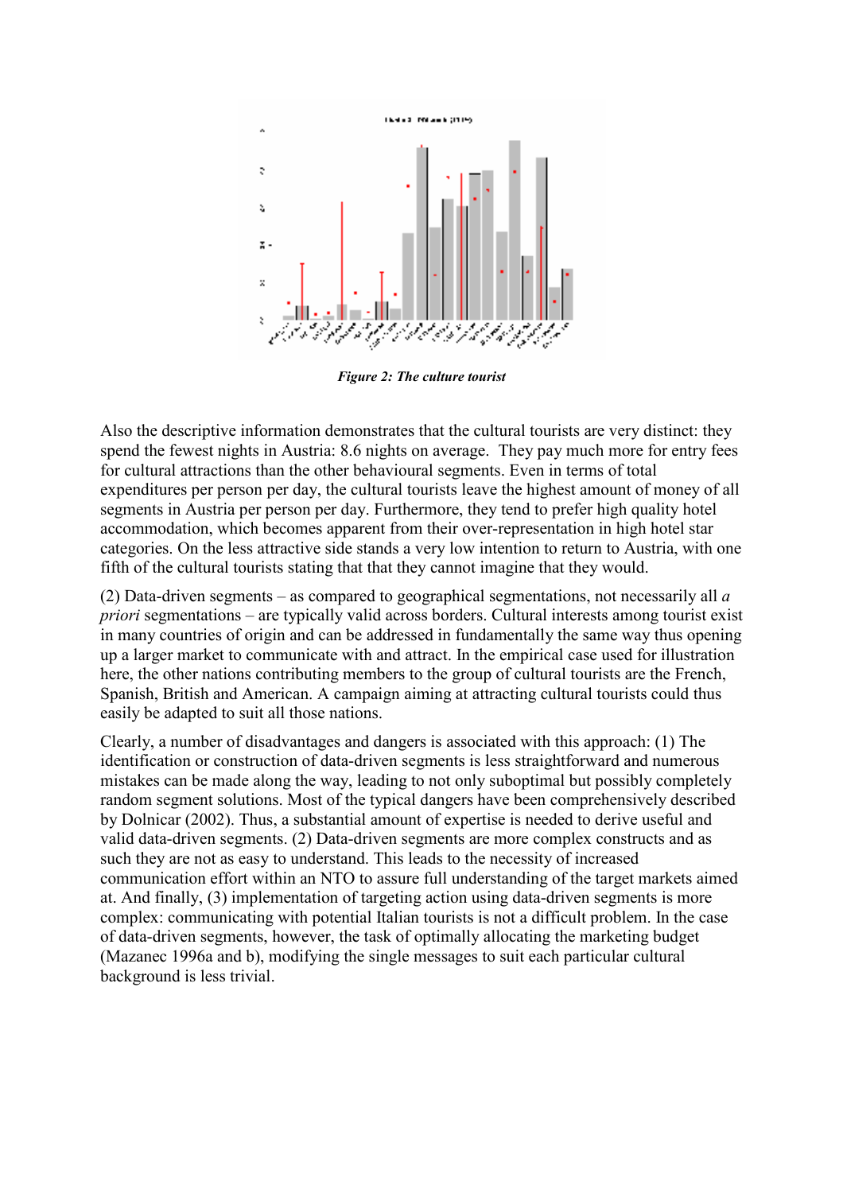*Figure 2: The culture tourist*

Also the descriptive information demonstrates that the cultural tourists are very distinct: they spend the fewest nights in Austria: 8.6 nights on average. They pay much more for entry fees for cultural attractions than the other behavioural segments. Even in terms of total expenditures per person per day, the cultural tourists leave the highest amount of money of all segments in Austria per person per day. Furthermore, they tend to prefer high quality hotel accommodation, which becomes apparent from their over-representation in high hotel star categories. On the less attractive side stands a very low intention to return to Austria, with one fifth of the cultural tourists stating that that they cannot imagine that they would.

(2) Data-driven segments – as compared to geographical segmentations, not necessarily all *a priori* segmentations – are typically valid across borders. Cultural interests among tourist exist in many countries of origin and can be addressed in fundamentally the same way thus opening up a larger market to communicate with and attract. In the empirical case used for illustration here, the other nations contributing members to the group of cultural tourists are the French, Spanish, British and American. A campaign aiming at attracting cultural tourists could thus easily be adapted to suit all those nations.

Clearly, a number of disadvantages and dangers is associated with this approach: (1) The identification or construction of data-driven segments is less straightforward and numerous mistakes can be made along the way, leading to not only suboptimal but possibly completely random segment solutions. Most of the typical dangers have been comprehensively described by Dolnicar (2002). Thus, a substantial amount of expertise is needed to derive useful and valid data-driven segments. (2) Data-driven segments are more complex constructs and as such they are not as easy to understand. This leads to the necessity of increased communication effort within an NTO to assure full understanding of the target markets aimed at. And finally, (3) implementation of targeting action using data-driven segments is more complex: communicating with potential Italian tourists is not a difficult problem. In the case of data-driven segments, however, the task of optimally allocating the marketing budget (Mazanec 1996a and b), modifying the single messages to suit each particular cultural background is less trivial.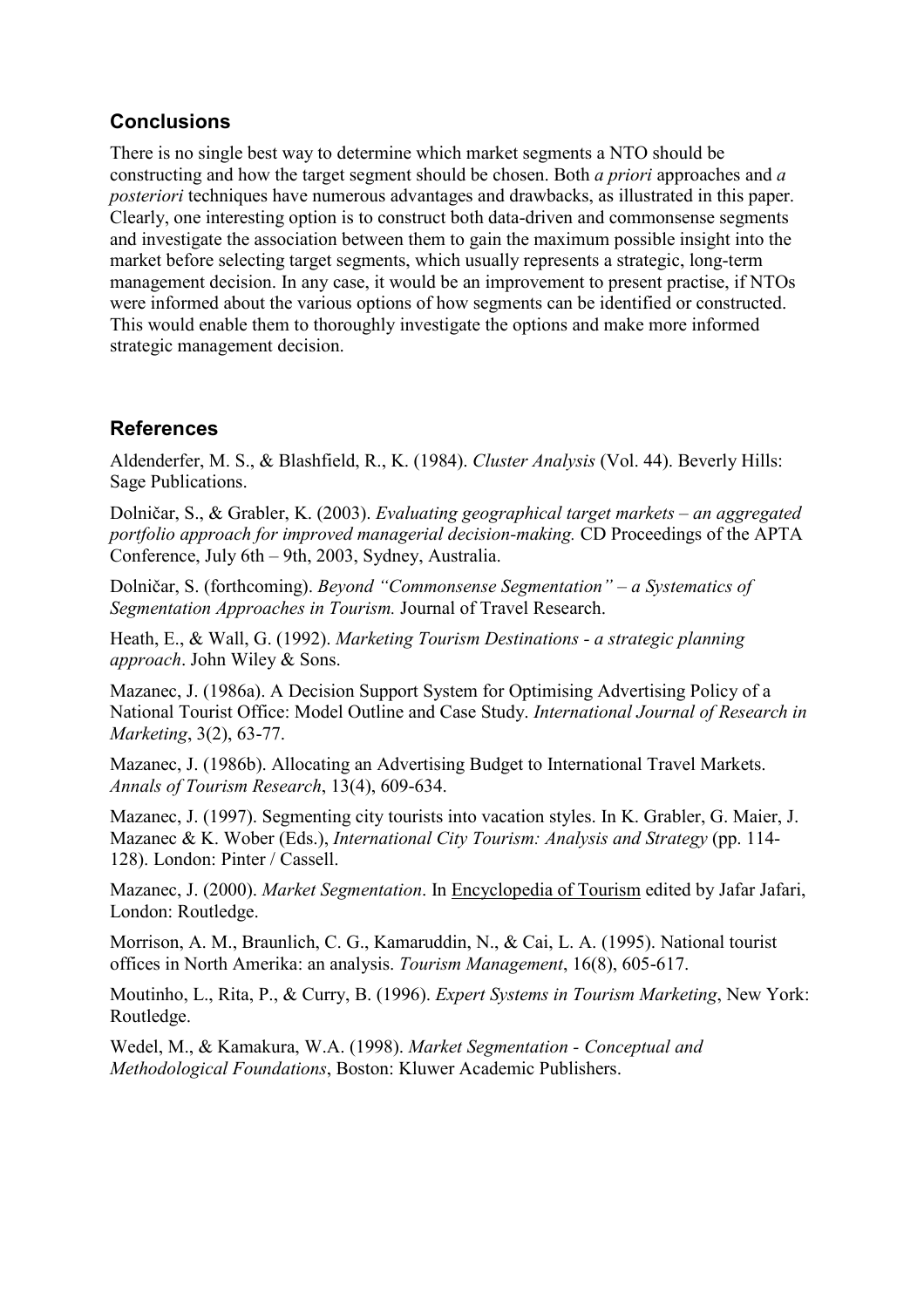## Conclusions

There is no single best way to determine which market segments a NTO should be constructing and how the target segment should be chosen. Both *a priori* approaches and *a posteriori* techniques have numerous advantages and drawbacks, as illustrated in this paper. Clearly, one interesting option is to construct both data-driven and commonsense segments and investigate the association between them to gain the maximum possible insight into the market before selecting target segments, which usually represents a strategic, long-term management decision. In any case, it would be an improvement to present practise, if NTOs were informed about the various options of how segments can be identified or constructed. This would enable them to thoroughly investigate the options and make more informed strategic management decision.

## References

Aldenderfer, M. S., & Blashfield, R., K. (1984). *Cluster Analysis* (Vol. 44). Beverly Hills: Sage Publications.

Dolničar, S., & Grabler, K. (2003). *Evaluating geographical target markets – an aggregated portfolio approach for improved managerial decision-making.* CD Proceedings of the APTA Conference, July 6th – 9th, 2003, Sydney, Australia.

Dolničar, S. (forthcoming). *Beyond "Commonsense Segmentation" – a Systematics of Segmentation Approaches in Tourism.* Journal of Travel Research.

Heath, E., & Wall, G. (1992). *Marketing Tourism Destinations - a strategic planning approach*. John Wiley & Sons.

Mazanec, J. (1986a). A Decision Support System for Optimising Advertising Policy of a National Tourist Office: Model Outline and Case Study. *International Journal of Research in Marketing*, 3(2), 63-77.

Mazanec, J. (1986b). Allocating an Advertising Budget to International Travel Markets. *Annals of Tourism Research*, 13(4), 609-634.

Mazanec, J. (1997). Segmenting city tourists into vacation styles. In K. Grabler, G. Maier, J. Mazanec & K. Wober (Eds.), *International City Tourism: Analysis and Strategy* (pp. 114-128). London: Pinter / Cassell.

Mazanec, J. (2000). *Market Segmentation*. In Encyclopedia of Tourism edited by Jafar Jafari, London: Routledge.

Morrison, A. M., Braunlich, C. G., Kamaruddin, N., & Cai, L. A. (1995). National tourist offices in North Amerika: an analysis. *Tourism Management*, 16(8), 605-617.

Moutinho, L., Rita, P., & Curry, B. (1996). *Expert Systems in Tourism Marketing*, New York: Routledge.

Wedel, M., & Kamakura, W.A. (1998). *Market Segmentation - Conceptual and Methodological Foundations*, Boston: Kluwer Academic Publishers.